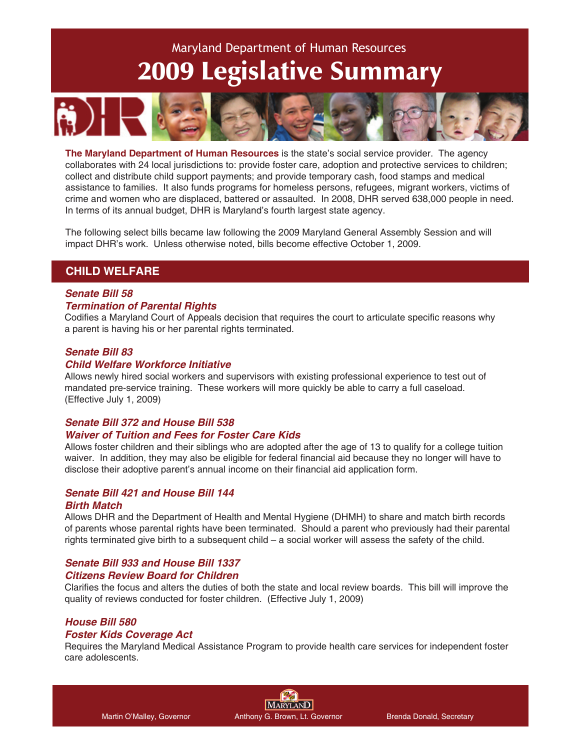Maryland Department of Human Resources

# 2009 Legislative Summary

**The Maryland Department of Human Resources** is the state's social service provider. The agency collaborates with 24 local jurisdictions to: provide foster care, adoption and protective services to children; collect and distribute child support payments; and provide temporary cash, food stamps and medical assistance to families. It also funds programs for homeless persons, refugees, migrant workers, victims of crime and women who are displaced, battered or assaulted. In 2008, DHR served 638,000 people in need. In terms of its annual budget, DHR is Maryland's fourth largest state agency.

The following select bills became law following the 2009 Maryland General Assembly Session and will impact DHR's work. Unless otherwise noted, bills become effective October 1, 2009.

## CHILD WELFARE

### *Senate Bill 58*
### *Termination of Parental Rights*

Codifies a Maryland Court of Appeals decision that requires the court to articulate specific reasons why a parent is having his or her parental rights terminated.

### *Senate Bill 83*
### *Child Welfare Workforce Initiative*

Allows newly hired social workers and supervisors with existing professional experience to test out of mandated pre-service training. These workers will more quickly be able to carry a full caseload. (Effective July 1, 2009)

### *Senate Bill 372 and House Bill 538*
### *Waiver of Tuition and Fees for Foster Care Kids*

Allows foster children and their siblings who are adopted after the age of 13 to qualify for a college tuition waiver. In addition, they may also be eligible for federal financial aid because they no longer will have to disclose their adoptive parent's annual income on their financial aid application form.

### *Senate Bill 421 and House Bill 144*
### *Birth Match*

Allows DHR and the Department of Health and Mental Hygiene (DHMH) to share and match birth records of parents whose parental rights have been terminated. Should a parent who previously had their parental rights terminated give birth to a subsequent child – a social worker will assess the safety of the child.

### *Senate Bill 933 and House Bill 1337*
### *Citizens Review Board for Children*

Clarifies the focus and alters the duties of both the state and local review boards. This bill will improve the quality of reviews conducted for foster children. (Effective July 1, 2009)

### *House Bill 580*
### *Foster Kids Coverage Act*

Requires the Maryland Medical Assistance Program to provide health care services for independent foster care adolescents.

Martin O'Malley, Governor | Anthony G. Brown, Lt. Governor | Brenda Donald, Secretary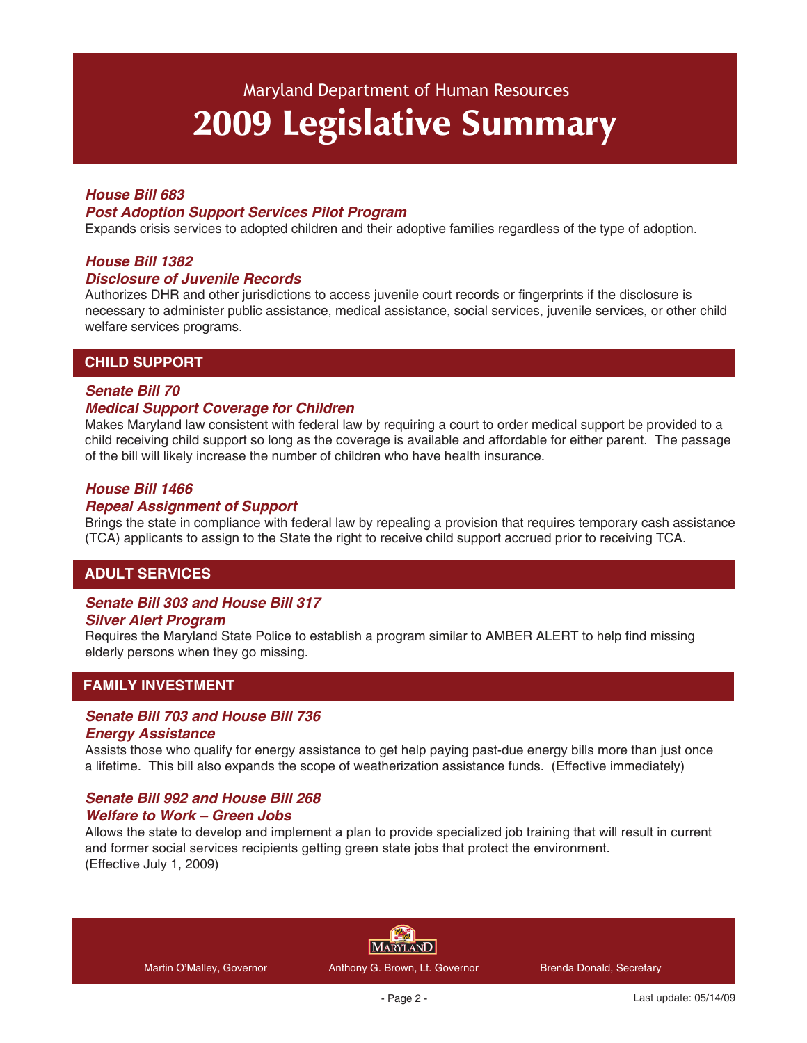# Maryland Department of Human Resources
# 2009 Legislative Summary

***House Bill 683***
***Post Adoption Support Services Pilot Program***

Expands crisis services to adopted children and their adoptive families regardless of the type of adoption.

***House Bill 1382***
***Disclosure of Juvenile Records***

Authorizes DHR and other jurisdictions to access juvenile court records or fingerprints if the disclosure is necessary to administer public assistance, medical assistance, social services, juvenile services, or other child welfare services programs.

## CHILD SUPPORT

***Senate Bill 70***
***Medical Support Coverage for Children***

Makes Maryland law consistent with federal law by requiring a court to order medical support be provided to a child receiving child support so long as the coverage is available and affordable for either parent. The passage of the bill will likely increase the number of children who have health insurance.

***House Bill 1466***
***Repeal Assignment of Support***

Brings the state in compliance with federal law by repealing a provision that requires temporary cash assistance (TCA) applicants to assign to the State the right to receive child support accrued prior to receiving TCA.

## ADULT SERVICES

***Senate Bill 303 and House Bill 317***
***Silver Alert Program***

Requires the Maryland State Police to establish a program similar to AMBER ALERT to help find missing elderly persons when they go missing.

## FAMILY INVESTMENT

***Senate Bill 703 and House Bill 736***
***Energy Assistance***

Assists those who qualify for energy assistance to get help paying past-due energy bills more than just once a lifetime. This bill also expands the scope of weatherization assistance funds. (Effective immediately)

***Senate Bill 992 and House Bill 268***
***Welfare to Work – Green Jobs***

Allows the state to develop and implement a plan to provide specialized job training that will result in current and former social services recipients getting green state jobs that protect the environment.
(Effective July 1, 2009)

MARYLAND

Martin O'Malley, Governor | Anthony G. Brown, Lt. Governor | Brenda Donald, Secretary

Last update: 05/14/09